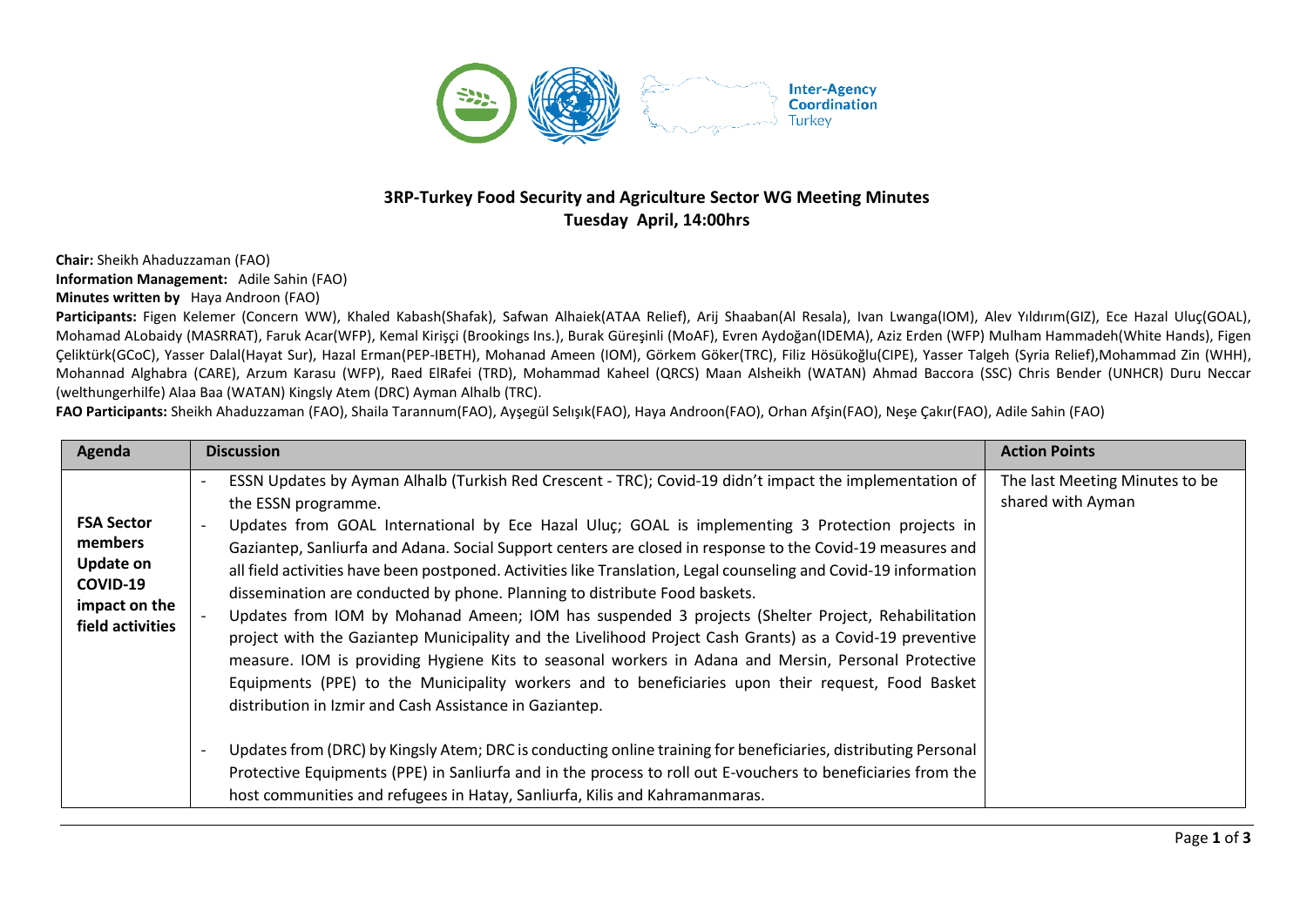Inter-Agency Coordination Turkey

# 3RP-Turkey Food Security and Agriculture Sector WG Meeting Minutes

**Tuesday April, 14:00hrs**

**Chair:** Sheikh Ahaduzzaman (FAO)
**Information Management:** Adile Sahin (FAO)
**Minutes written by** Haya Androon (FAO)

**Participants:** Figen Kelemer (Concern WW), Khaled Kabash(Shafak), Safwan Alhaiek(ATAA Relief), Arij Shaaban(Al Resala), Ivan Lwanga(IOM), Alev Yıldırım(GIZ), Ece Hazal Uluç(GOAL), Mohamad ALobaidy (MASRRAT), Faruk Acar(WFP), Kemal Kirişçi (Brookings Ins.), Burak Güreşinli (MoAF), Evren Aydoğan(IDEMA), Aziz Erden (WFP) Mulham Hammadeh(White Hands), Figen Çeliktürk(GCoC), Yasser Dalal(Hayat Sur), Hazal Erman(PEP-IBETH), Mohanad Ameen (IOM), Görkem Göker(TRC), Filiz Hösükoğlu(CIPE), Yasser Talgeh (Syria Relief),Mohammad Zin (WHH), Mohannad Alghabra (CARE), Arzum Karasu (WFP), Raed ElRafei (TRD), Mohammad Kaheel (QRCS) Maan Alsheikh (WATAN) Ahmad Baccora (SSC) Chris Bender (UNHCR) Duru Neccar (welthungerhilfe) Alaa Baa (WATAN) Kingsly Atem (DRC) Ayman Alhalb (TRC).

**FAO Participants:** Sheikh Ahaduzzaman (FAO), Shaila Tarannum(FAO), Ayşegül Selışık(FAO), Haya Androon(FAO), Orhan Afşin(FAO), Neşe Çakır(FAO), Adile Sahin (FAO)

| Agenda | Discussion | Action Points |
|---|---|---|
| **FSA Sector members Update on COVID-19 impact on the field activities** | - ESSN Updates by Ayman Alhalb (Turkish Red Crescent - TRC); Covid-19 didn't impact the implementation of the ESSN programme.<br>- Updates from GOAL International by Ece Hazal Uluç; GOAL is implementing 3 Protection projects in Gaziantep, Sanliurfa and Adana. Social Support centers are closed in response to the Covid-19 measures and all field activities have been postponed. Activities like Translation, Legal counseling and Covid-19 information dissemination are conducted by phone. Planning to distribute Food baskets.<br>- Updates from IOM by Mohanad Ameen; IOM has suspended 3 projects (Shelter Project, Rehabilitation project with the Gaziantep Municipality and the Livelihood Project Cash Grants) as a Covid-19 preventive measure. IOM is providing Hygiene Kits to seasonal workers in Adana and Mersin, Personal Protective Equipments (PPE) to the Municipality workers and to beneficiaries upon their request, Food Basket distribution in Izmir and Cash Assistance in Gaziantep.<br>- Updates from (DRC) by Kingsly Atem; DRC is conducting online training for beneficiaries, distributing Personal Protective Equipments (PPE) in Sanliurfa and in the process to roll out E-vouchers to beneficiaries from the host communities and refugees in Hatay, Sanliurfa, Kilis and Kahramanmaras. | The last Meeting Minutes to be shared with Ayman |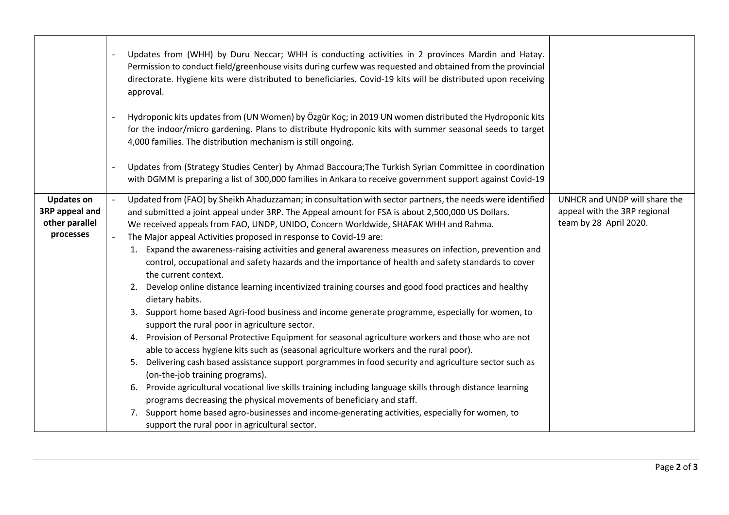| | | |
|---|---|---|
| | - Updates from (WHH) by Duru Neccar; WHH is conducting activities in 2 provinces Mardin and Hatay. Permission to conduct field/greenhouse visits during curfew was requested and obtained from the provincial directorate. Hygiene kits were distributed to beneficiaries. Covid-19 kits will be distributed upon receiving approval.<br><br>- Hydroponic kits updates from (UN Women) by Özgür Koç; in 2019 UN women distributed the Hydroponic kits for the indoor/micro gardening. Plans to distribute Hydroponic kits with summer seasonal seeds to target 4,000 families. The distribution mechanism is still ongoing.<br><br>- Updates from (Strategy Studies Center) by Ahmad Baccoura;The Turkish Syrian Committee in coordination with DGMM is preparing a list of 300,000 families in Ankara to receive government support against Covid-19 | |
| **Updates on 3RP appeal and other parallel processes** | - Updated from (FAO) by Sheikh Ahaduzzaman; in consultation with sector partners, the needs were identified and submitted a joint appeal under 3RP. The Appeal amount for FSA is about 2,500,000 US Dollars. We received appeals from FAO, UNDP, UNIDO, Concern Worldwide, SHAFAK WHH and Rahma.<br>- The Major appeal Activities proposed in response to Covid-19 are:<br>1. Expand the awareness-raising activities and general awareness measures on infection, prevention and control, occupational and safety hazards and the importance of health and safety standards to cover the current context.<br>2. Develop online distance learning incentivized training courses and good food practices and healthy dietary habits.<br>3. Support home based Agri-food business and income generate programme, especially for women, to support the rural poor in agriculture sector.<br>4. Provision of Personal Protective Equipment for seasonal agriculture workers and those who are not able to access hygiene kits such as (seasonal agriculture workers and the rural poor).<br>5. Delivering cash based assistance support porgrammes in food security and agriculture sector such as (on-the-job training programs).<br>6. Provide agricultural vocational live skills training including language skills through distance learning programs decreasing the physical movements of beneficiary and staff.<br>7. Support home based agro-businesses and income-generating activities, especially for women, to support the rural poor in agricultural sector. | UNHCR and UNDP will share the appeal with the 3RP regional team by 28 April 2020. |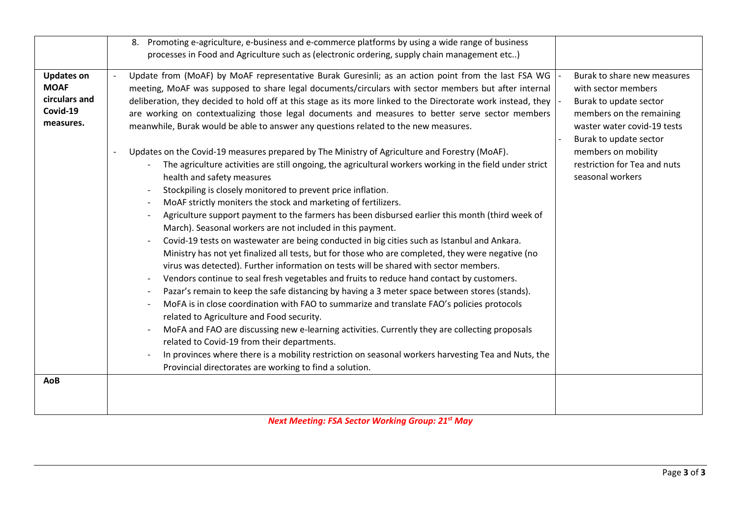| | | |
|---|---|---|
| | 8. Promoting e-agriculture, e-business and e-commerce platforms by using a wide range of business processes in Food and Agriculture such as (electronic ordering, supply chain management etc..) | |
| **Updates on MOAF circulars and Covid-19 measures.** | - Update from (MoAF) by MoAF representative Burak Guresinli; as an action point from the last FSA WG meeting, MoAF was supposed to share legal documents/circulars with sector members but after internal deliberation, they decided to hold off at this stage as its more linked to the Directorate work instead, they are working on contextualizing those legal documents and measures to better serve sector members meanwhile, Burak would be able to answer any questions related to the new measures.<br><br>- Updates on the Covid-19 measures prepared by The Ministry of Agriculture and Forestry (MoAF).<br>&nbsp;&nbsp;- The agriculture activities are still ongoing, the agricultural workers working in the field under strict health and safety measures<br>&nbsp;&nbsp;- Stockpiling is closely monitored to prevent price inflation.<br>&nbsp;&nbsp;- MoAF strictly moniters the stock and marketing of fertilizers.<br>&nbsp;&nbsp;- Agriculture support payment to the farmers has been disbursed earlier this month (third week of March). Seasonal workers are not included in this payment.<br>&nbsp;&nbsp;- Covid-19 tests on wastewater are being conducted in big cities such as Istanbul and Ankara. Ministry has not yet finalized all tests, but for those who are completed, they were negative (no virus was detected). Further information on tests will be shared with sector members.<br>&nbsp;&nbsp;- Vendors continue to seal fresh vegetables and fruits to reduce hand contact by customers.<br>&nbsp;&nbsp;- Pazar's remain to keep the safe distancing by having a 3 meter space between stores (stands).<br>&nbsp;&nbsp;- MoFA is in close coordination with FAO to summarize and translate FAO's policies protocols related to Agriculture and Food security.<br>&nbsp;&nbsp;- MoFA and FAO are discussing new e-learning activities. Currently they are collecting proposals related to Covid-19 from their departments.<br>&nbsp;&nbsp;- In provinces where there is a mobility restriction on seasonal workers harvesting Tea and Nuts, the Provincial directorates are working to find a solution. | - Burak to share new measures with sector members<br>- Burak to update sector members on the remaining waster water covid-19 tests<br>- Burak to update sector members on mobility restriction for Tea and nuts seasonal workers |
| **AoB** | | |

***Next Meeting: FSA Sector Working Group: 21st May***